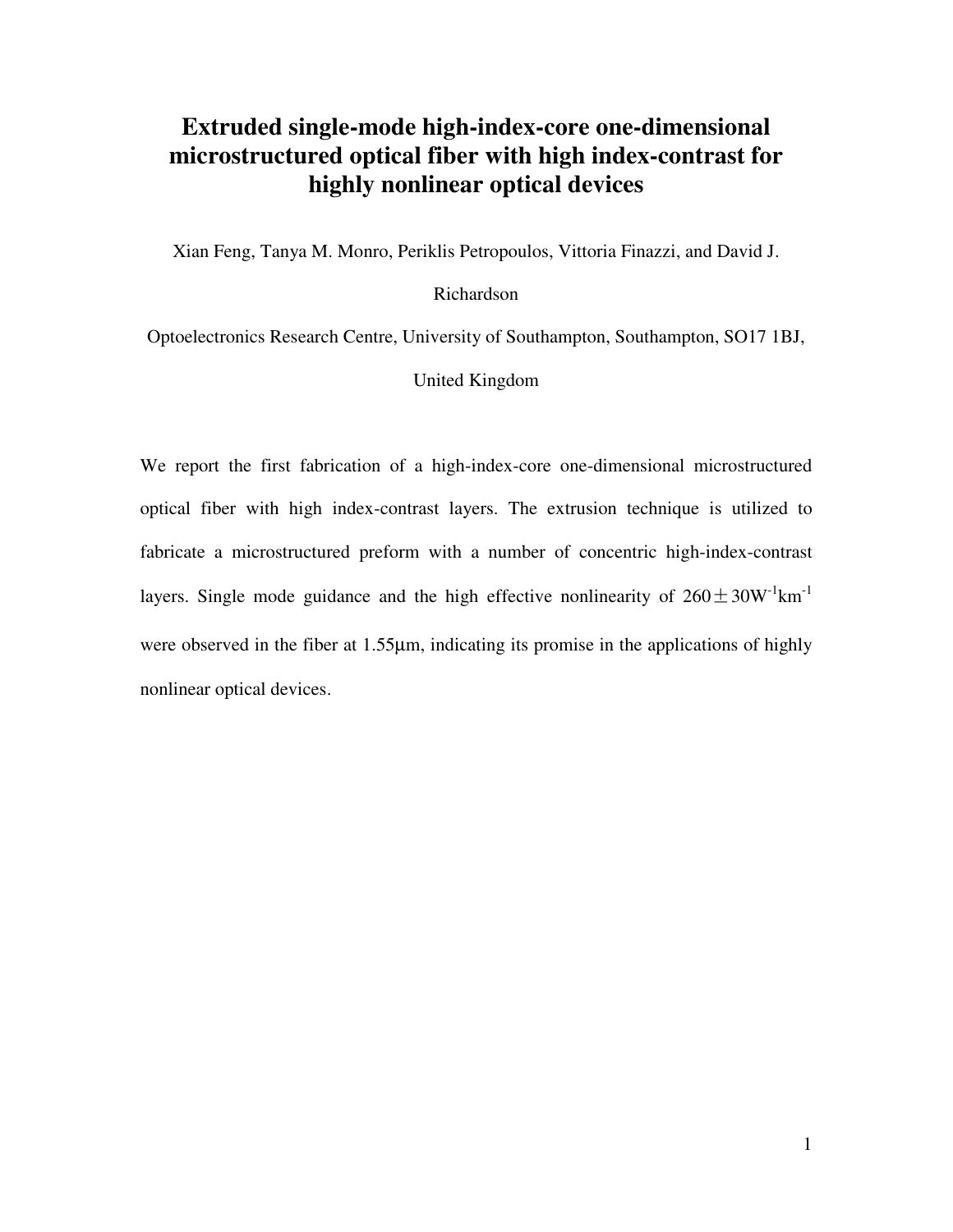# Extruded single-mode high-index-core one-dimensional microstructured optical fiber with high index-contrast for highly nonlinear optical devices

Xian Feng, Tanya M. Monro, Periklis Petropoulos, Vittoria Finazzi, and David J. Richardson

Optoelectronics Research Centre, University of Southampton, Southampton, SO17 1BJ, United Kingdom

We report the first fabrication of a high-index-core one-dimensional microstructured optical fiber with high index-contrast layers. The extrusion technique is utilized to fabricate a microstructured preform with a number of concentric high-index-contrast layers. Single mode guidance and the high effective nonlinearity of $260 \pm 30 W^{-1}km^{-1}$ were observed in the fiber at 1.55μm, indicating its promise in the applications of highly nonlinear optical devices.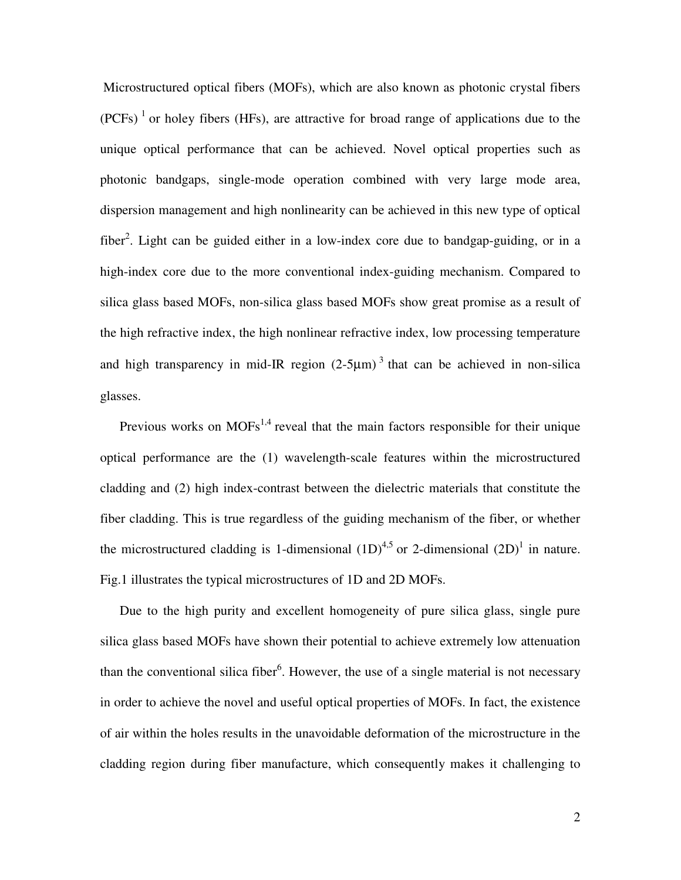Microstructured optical fibers (MOFs), which are also known as photonic crystal fibers (PCFs) [1] or holey fibers (HFs), are attractive for broad range of applications due to the unique optical performance that can be achieved. Novel optical properties such as photonic bandgaps, single-mode operation combined with very large mode area, dispersion management and high nonlinearity can be achieved in this new type of optical fiber[2]. Light can be guided either in a low-index core due to bandgap-guiding, or in a high-index core due to the more conventional index-guiding mechanism. Compared to silica glass based MOFs, non-silica glass based MOFs show great promise as a result of the high refractive index, the high nonlinear refractive index, low processing temperature and high transparency in mid-IR region (2-5μm) [3] that can be achieved in non-silica glasses.

Previous works on MOFs[1,4] reveal that the main factors responsible for their unique optical performance are the (1) wavelength-scale features within the microstructured cladding and (2) high index-contrast between the dielectric materials that constitute the fiber cladding. This is true regardless of the guiding mechanism of the fiber, or whether the microstructured cladding is 1-dimensional (1D)[4,5] or 2-dimensional (2D)[1] in nature. Fig.1 illustrates the typical microstructures of 1D and 2D MOFs.

Due to the high purity and excellent homogeneity of pure silica glass, single pure silica glass based MOFs have shown their potential to achieve extremely low attenuation than the conventional silica fiber[6]. However, the use of a single material is not necessary in order to achieve the novel and useful optical properties of MOFs. In fact, the existence of air within the holes results in the unavoidable deformation of the microstructure in the cladding region during fiber manufacture, which consequently makes it challenging to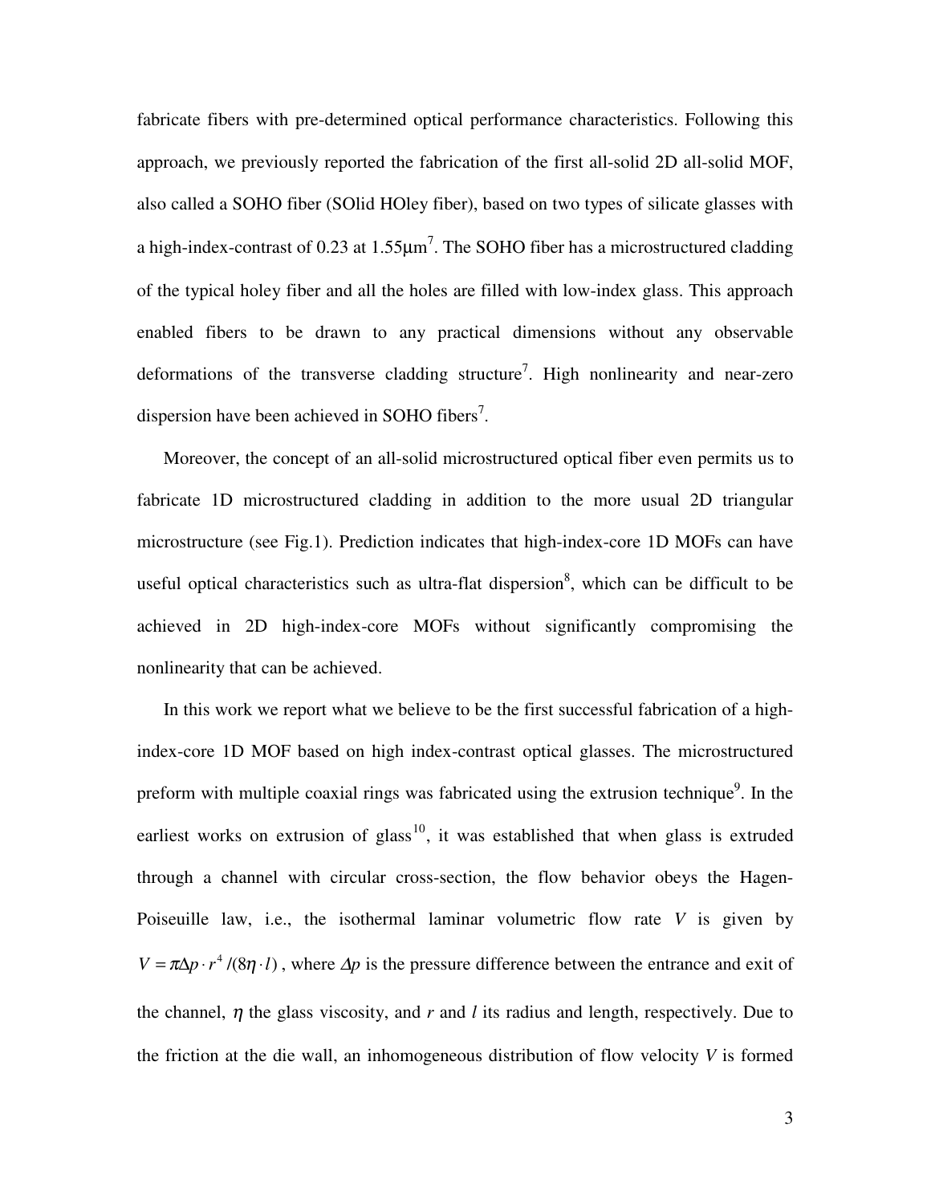fabricate fibers with pre-determined optical performance characteristics. Following this approach, we previously reported the fabrication of the first all-solid 2D all-solid MOF, also called a SOHO fiber (SOlid HOley fiber), based on two types of silicate glasses with a high-index-contrast of 0.23 at 1.55μm[7]. The SOHO fiber has a microstructured cladding of the typical holey fiber and all the holes are filled with low-index glass. This approach enabled fibers to be drawn to any practical dimensions without any observable deformations of the transverse cladding structure[7]. High nonlinearity and near-zero dispersion have been achieved in SOHO fibers[7].

Moreover, the concept of an all-solid microstructured optical fiber even permits us to fabricate 1D microstructured cladding in addition to the more usual 2D triangular microstructure (see Fig.1). Prediction indicates that high-index-core 1D MOFs can have useful optical characteristics such as ultra-flat dispersion[8], which can be difficult to be achieved in 2D high-index-core MOFs without significantly compromising the nonlinearity that can be achieved.

In this work we report what we believe to be the first successful fabrication of a high-index-core 1D MOF based on high index-contrast optical glasses. The microstructured preform with multiple coaxial rings was fabricated using the extrusion technique[9]. In the earliest works on extrusion of glass[10], it was established that when glass is extruded through a channel with circular cross-section, the flow behavior obeys the Hagen-Poiseuille law, i.e., the isothermal laminar volumetric flow rate $V$ is given by $V = \pi \Delta p \cdot r^4 /(8\eta \cdot l)$, where $\Delta p$ is the pressure difference between the entrance and exit of the channel, $\eta$ the glass viscosity, and $r$ and $l$ its radius and length, respectively. Due to the friction at the die wall, an inhomogeneous distribution of flow velocity $V$ is formed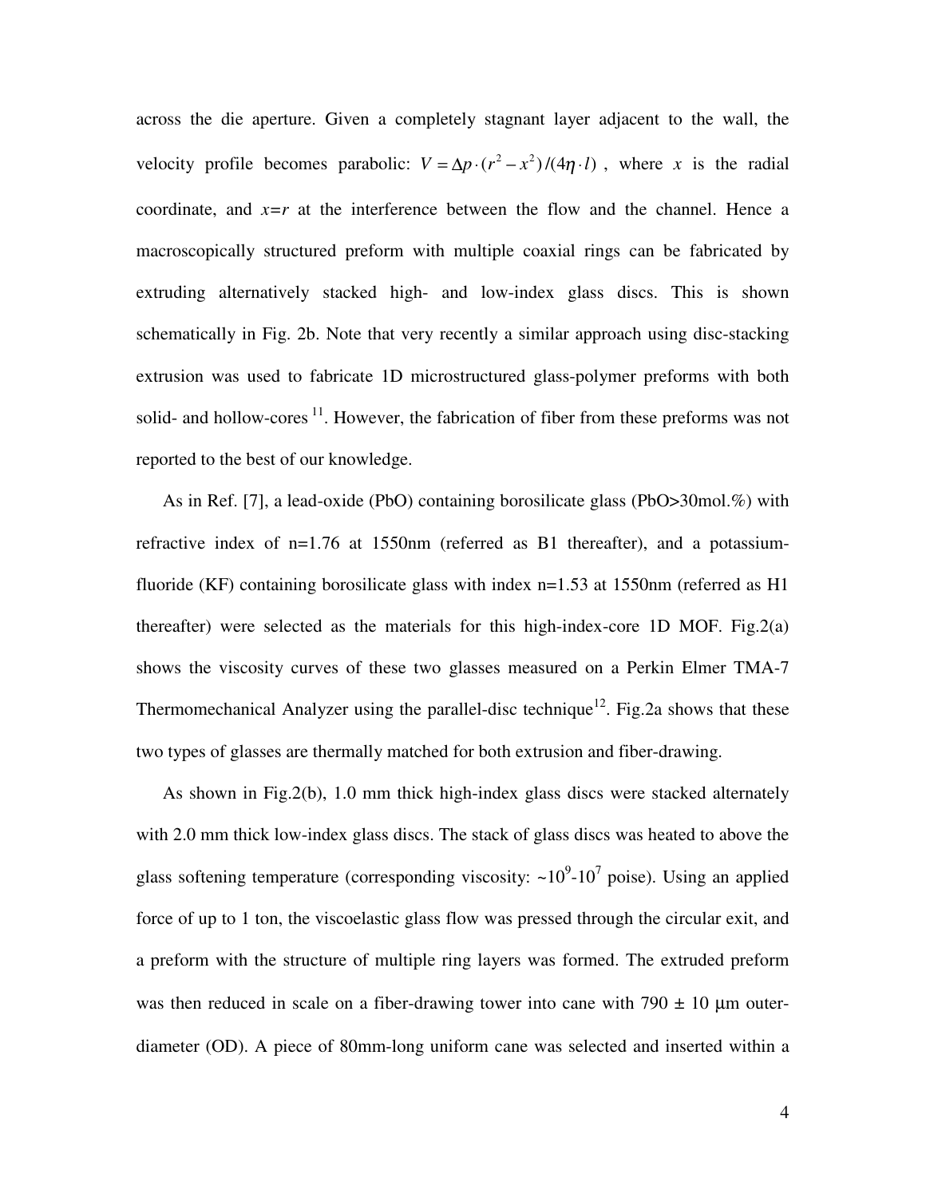across the die aperture. Given a completely stagnant layer adjacent to the wall, the velocity profile becomes parabolic: $V = \Delta p \cdot (r^2 - x^2)/(4\eta \cdot l)$ , where $x$ is the radial coordinate, and $x=r$ at the interference between the flow and the channel. Hence a macroscopically structured preform with multiple coaxial rings can be fabricated by extruding alternatively stacked high- and low-index glass discs. This is shown schematically in Fig. 2b. Note that very recently a similar approach using disc-stacking extrusion was used to fabricate 1D microstructured glass-polymer preforms with both solid- and hollow-cores [11]. However, the fabrication of fiber from these preforms was not reported to the best of our knowledge.

As in Ref. [7], a lead-oxide (PbO) containing borosilicate glass (PbO>30mol.%) with refractive index of n=1.76 at 1550nm (referred as B1 thereafter), and a potassium-fluoride (KF) containing borosilicate glass with index n=1.53 at 1550nm (referred as H1 thereafter) were selected as the materials for this high-index-core 1D MOF. Fig.2(a) shows the viscosity curves of these two glasses measured on a Perkin Elmer TMA-7 Thermomechanical Analyzer using the parallel-disc technique[12]. Fig.2a shows that these two types of glasses are thermally matched for both extrusion and fiber-drawing.

As shown in Fig.2(b), 1.0 mm thick high-index glass discs were stacked alternately with 2.0 mm thick low-index glass discs. The stack of glass discs was heated to above the glass softening temperature (corresponding viscosity: ~$10^9$-$10^7$ poise). Using an applied force of up to 1 ton, the viscoelastic glass flow was pressed through the circular exit, and a preform with the structure of multiple ring layers was formed. The extruded preform was then reduced in scale on a fiber-drawing tower into cane with 790 ± 10 μm outer-diameter (OD). A piece of 80mm-long uniform cane was selected and inserted within a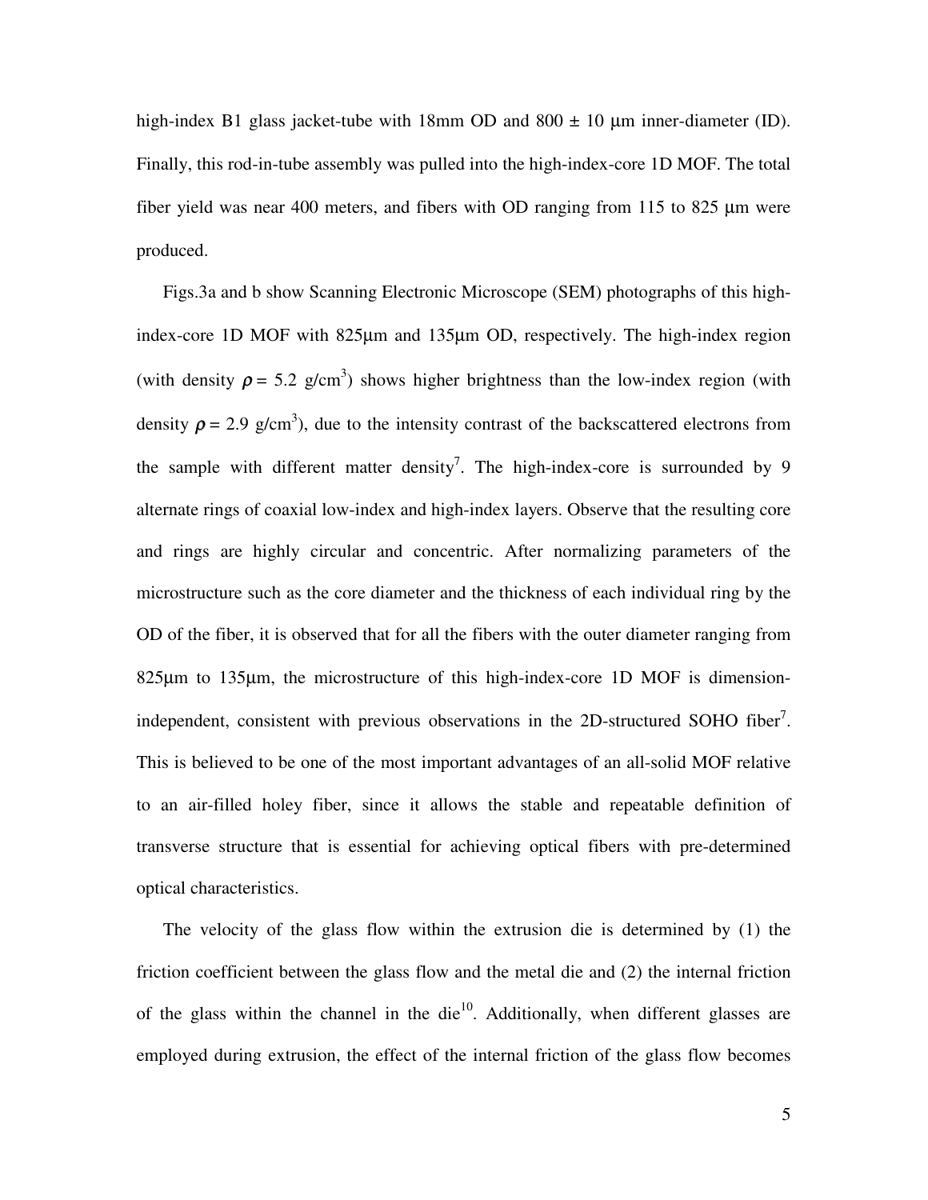high-index B1 glass jacket-tube with 18mm OD and 800 ± 10 μm inner-diameter (ID). Finally, this rod-in-tube assembly was pulled into the high-index-core 1D MOF. The total fiber yield was near 400 meters, and fibers with OD ranging from 115 to 825 μm were produced.

Figs.3a and b show Scanning Electronic Microscope (SEM) photographs of this high-index-core 1D MOF with 825μm and 135μm OD, respectively. The high-index region (with density $\rho = 5.2$ g/cm$^3$) shows higher brightness than the low-index region (with density $\rho = 2.9$ g/cm$^3$), due to the intensity contrast of the backscattered electrons from the sample with different matter density[7]. The high-index-core is surrounded by 9 alternate rings of coaxial low-index and high-index layers. Observe that the resulting core and rings are highly circular and concentric. After normalizing parameters of the microstructure such as the core diameter and the thickness of each individual ring by the OD of the fiber, it is observed that for all the fibers with the outer diameter ranging from 825μm to 135μm, the microstructure of this high-index-core 1D MOF is dimension-independent, consistent with previous observations in the 2D-structured SOHO fiber[7]. This is believed to be one of the most important advantages of an all-solid MOF relative to an air-filled holey fiber, since it allows the stable and repeatable definition of transverse structure that is essential for achieving optical fibers with pre-determined optical characteristics.

The velocity of the glass flow within the extrusion die is determined by (1) the friction coefficient between the glass flow and the metal die and (2) the internal friction of the glass within the channel in the die[10]. Additionally, when different glasses are employed during extrusion, the effect of the internal friction of the glass flow becomes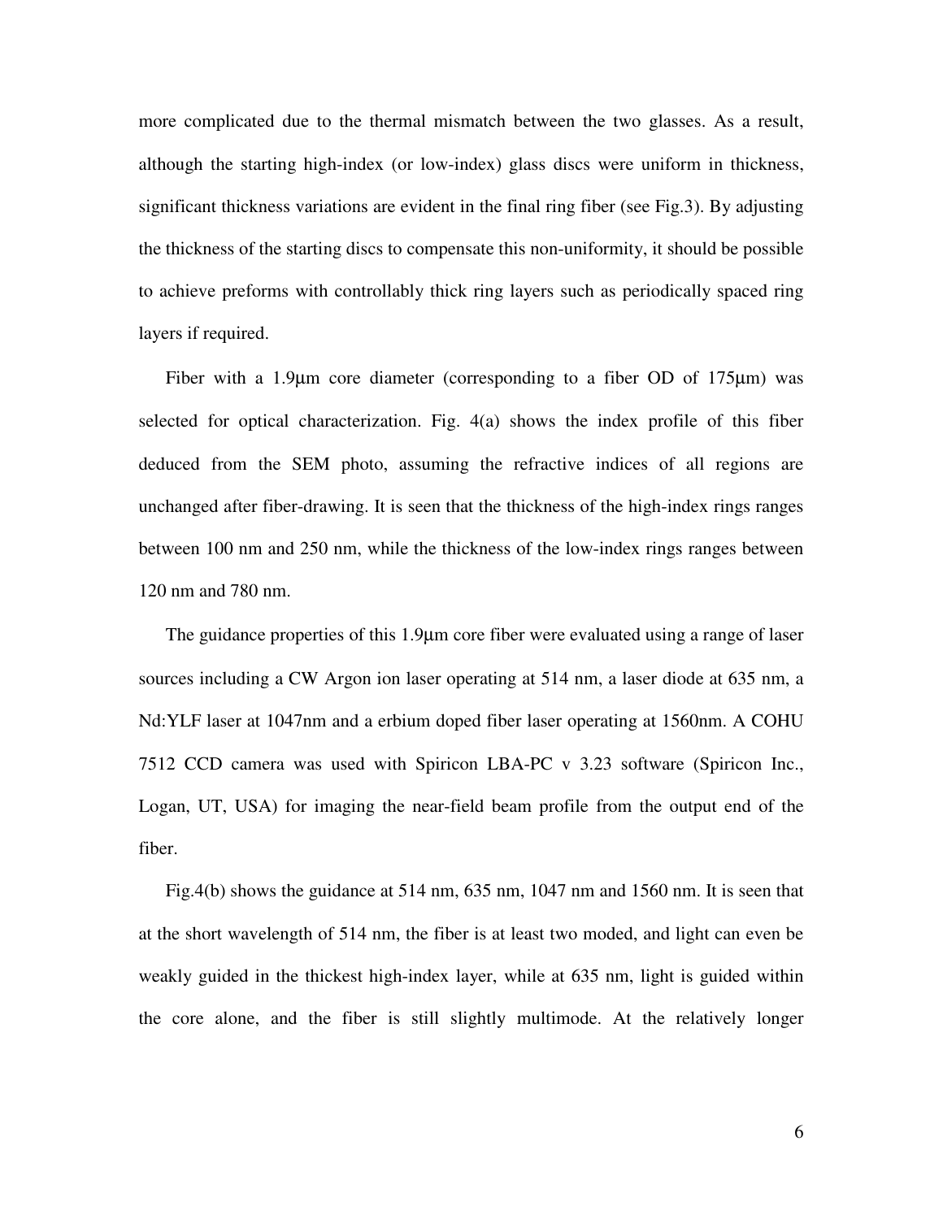more complicated due to the thermal mismatch between the two glasses. As a result, although the starting high-index (or low-index) glass discs were uniform in thickness, significant thickness variations are evident in the final ring fiber (see Fig.3). By adjusting the thickness of the starting discs to compensate this non-uniformity, it should be possible to achieve preforms with controllably thick ring layers such as periodically spaced ring layers if required.

Fiber with a 1.9μm core diameter (corresponding to a fiber OD of 175μm) was selected for optical characterization. Fig. 4(a) shows the index profile of this fiber deduced from the SEM photo, assuming the refractive indices of all regions are unchanged after fiber-drawing. It is seen that the thickness of the high-index rings ranges between 100 nm and 250 nm, while the thickness of the low-index rings ranges between 120 nm and 780 nm.

The guidance properties of this 1.9μm core fiber were evaluated using a range of laser sources including a CW Argon ion laser operating at 514 nm, a laser diode at 635 nm, a Nd:YLF laser at 1047nm and a erbium doped fiber laser operating at 1560nm. A COHU 7512 CCD camera was used with Spiricon LBA-PC v 3.23 software (Spiricon Inc., Logan, UT, USA) for imaging the near-field beam profile from the output end of the fiber.

Fig.4(b) shows the guidance at 514 nm, 635 nm, 1047 nm and 1560 nm. It is seen that at the short wavelength of 514 nm, the fiber is at least two moded, and light can even be weakly guided in the thickest high-index layer, while at 635 nm, light is guided within the core alone, and the fiber is still slightly multimode. At the relatively longer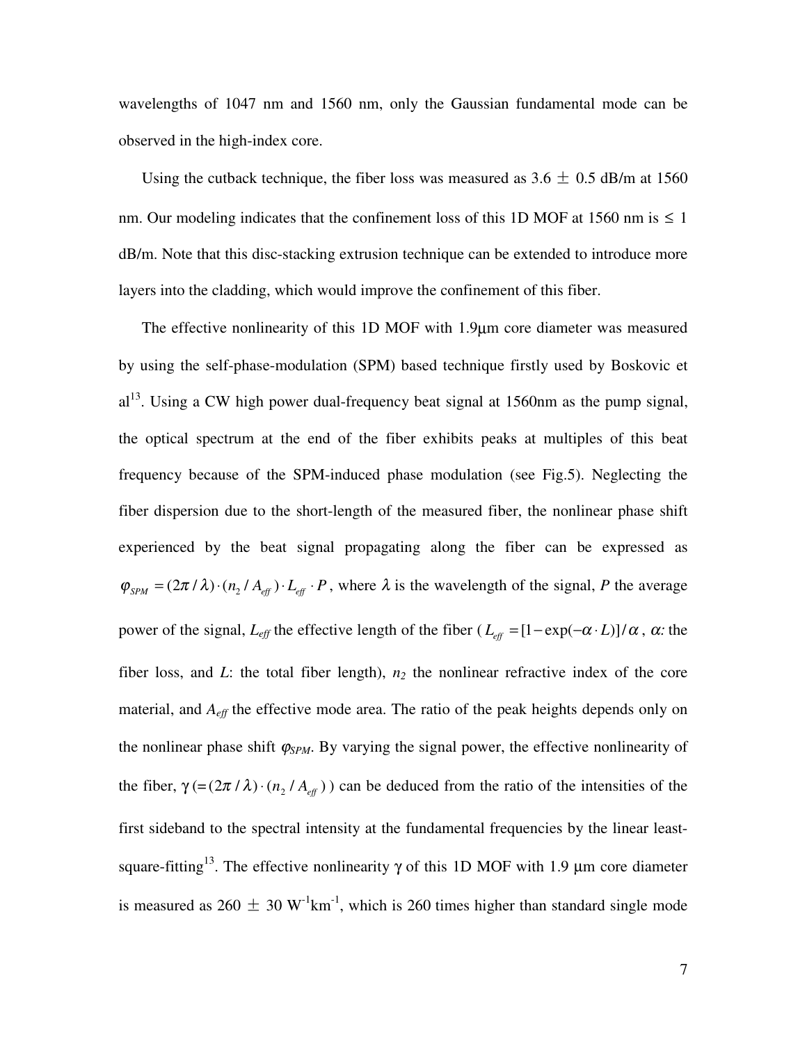wavelengths of 1047 nm and 1560 nm, only the Gaussian fundamental mode can be observed in the high-index core.

Using the cutback technique, the fiber loss was measured as 3.6 ± 0.5 dB/m at 1560 nm. Our modeling indicates that the confinement loss of this 1D MOF at 1560 nm is ≤ 1 dB/m. Note that this disc-stacking extrusion technique can be extended to introduce more layers into the cladding, which would improve the confinement of this fiber.

The effective nonlinearity of this 1D MOF with 1.9μm core diameter was measured by using the self-phase-modulation (SPM) based technique firstly used by Boskovic et al[13]. Using a CW high power dual-frequency beat signal at 1560nm as the pump signal, the optical spectrum at the end of the fiber exhibits peaks at multiples of this beat frequency because of the SPM-induced phase modulation (see Fig.5). Neglecting the fiber dispersion due to the short-length of the measured fiber, the nonlinear phase shift experienced by the beat signal propagating along the fiber can be expressed as $\varphi_{SPM} = (2\pi/\lambda)\cdot(n_2/A_{eff})\cdot L_{eff}\cdot P$, where $\lambda$ is the wavelength of the signal, $P$ the average power of the signal, $L_{eff}$ the effective length of the fiber ($L_{eff} = [1-\exp(-\alpha\cdot L)]/\alpha$, $\alpha$: the fiber loss, and $L$: the total fiber length), $n_2$ the nonlinear refractive index of the core material, and $A_{eff}$ the effective mode area. The ratio of the peak heights depends only on the nonlinear phase shift $\varphi_{SPM}$. By varying the signal power, the effective nonlinearity of the fiber, $\gamma$ $(=(2\pi/\lambda)\cdot(n_2/A_{eff}))$ can be deduced from the ratio of the intensities of the first sideband to the spectral intensity at the fundamental frequencies by the linear least-square-fitting[13]. The effective nonlinearity $\gamma$ of this 1D MOF with 1.9 μm core diameter is measured as 260 ± 30 $W^{-1}km^{-1}$, which is 260 times higher than standard single mode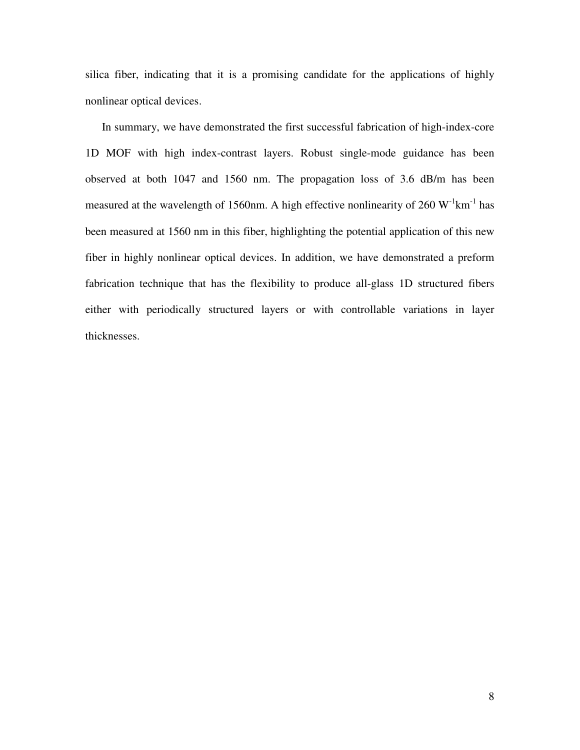silica fiber, indicating that it is a promising candidate for the applications of highly nonlinear optical devices.

In summary, we have demonstrated the first successful fabrication of high-index-core 1D MOF with high index-contrast layers. Robust single-mode guidance has been observed at both 1047 and 1560 nm. The propagation loss of 3.6 dB/m has been measured at the wavelength of 1560nm. A high effective nonlinearity of 260 $W^{-1}km^{-1}$ has been measured at 1560 nm in this fiber, highlighting the potential application of this new fiber in highly nonlinear optical devices. In addition, we have demonstrated a preform fabrication technique that has the flexibility to produce all-glass 1D structured fibers either with periodically structured layers or with controllable variations in layer thicknesses.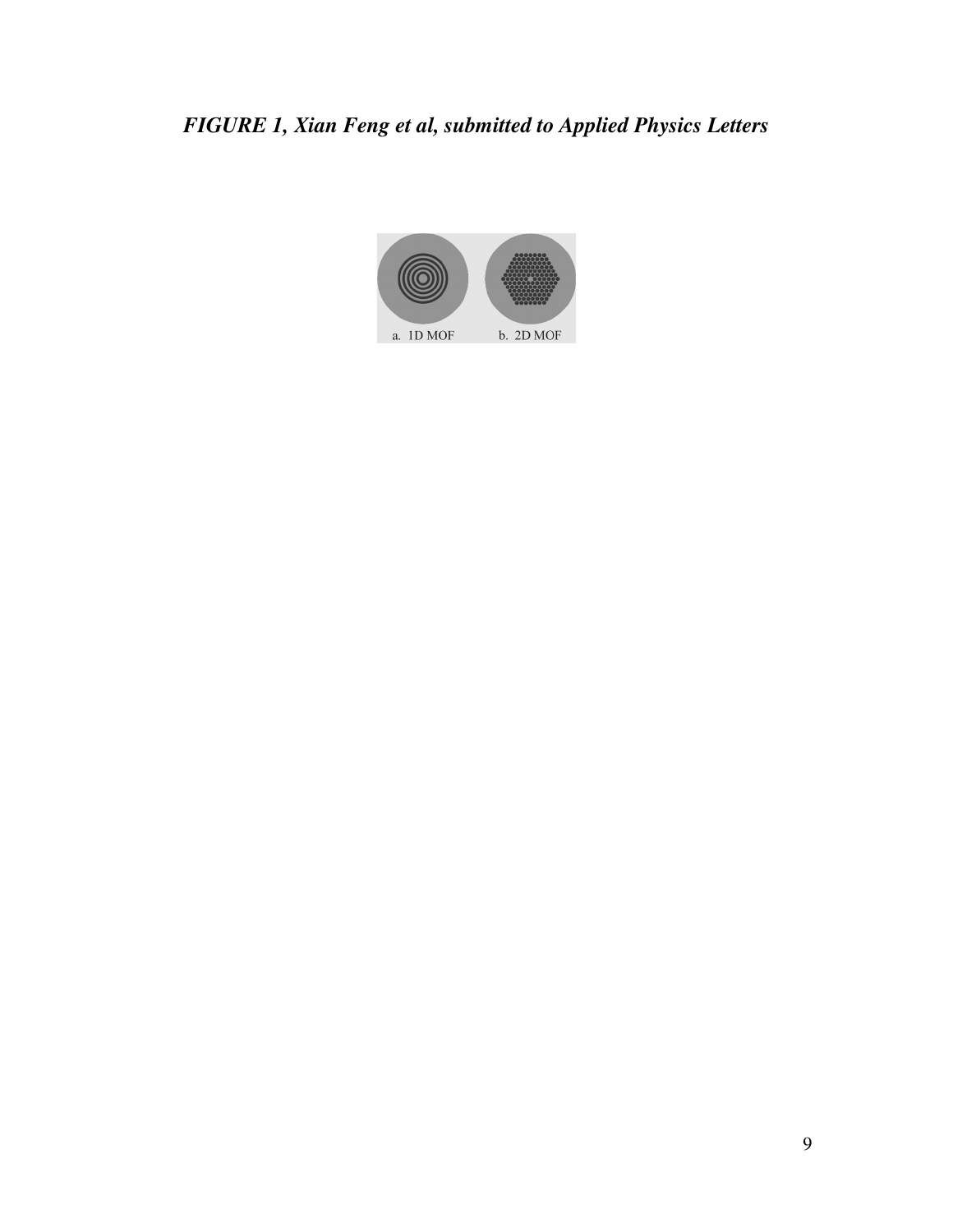***FIGURE 1, Xian Feng et al, submitted to Applied Physics Letters***

a. 1D MOF

b. 2D MOF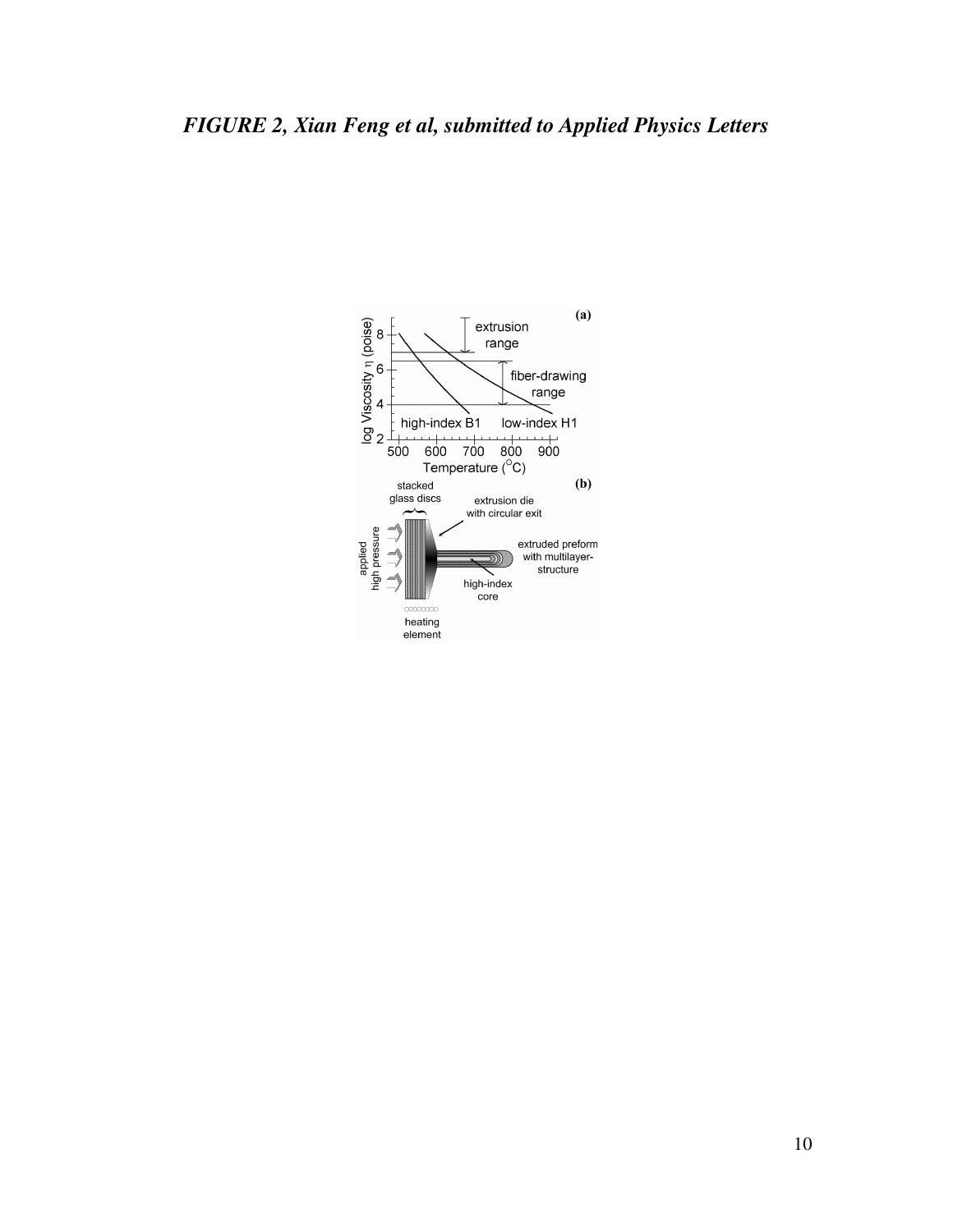*FIGURE 2, Xian Feng et al, submitted to Applied Physics Letters*

(a)

extrusion range

fiber-drawing range

high-index B1

low-index H1

log Viscosity η (poise)

Temperature (°C)

(b)

stacked glass discs

extrusion die with circular exit

extruded preform with multilayer-structure

applied high pressure

high-index core

heating element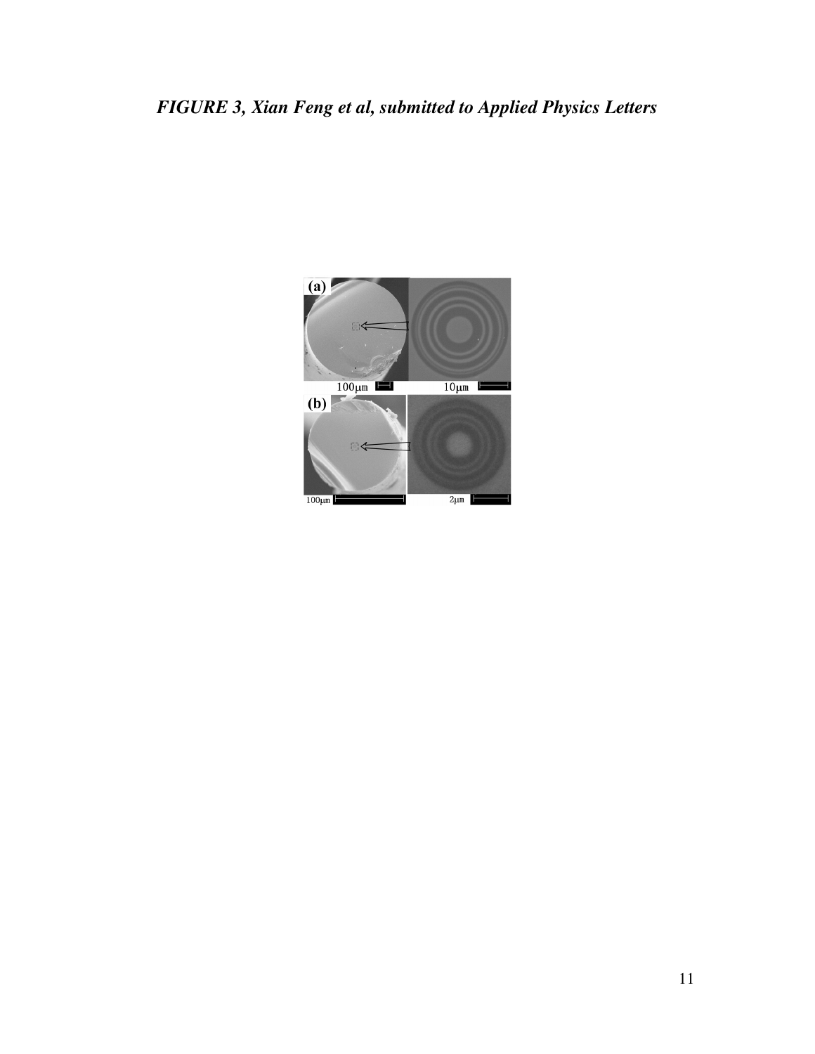*FIGURE 3, Xian Feng et al, submitted to Applied Physics Letters*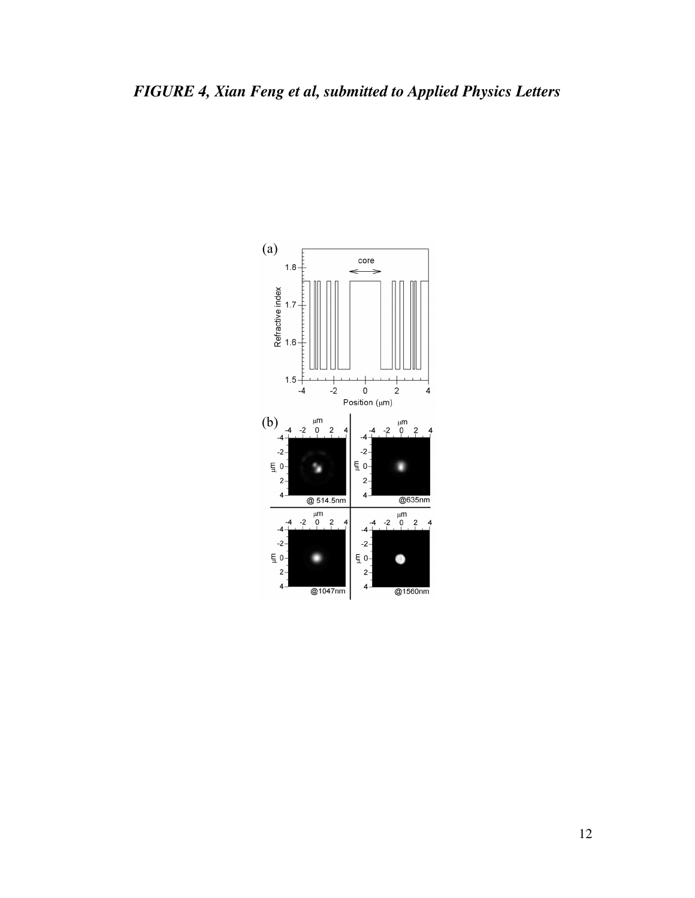*FIGURE 4, Xian Feng et al, submitted to Applied Physics Letters*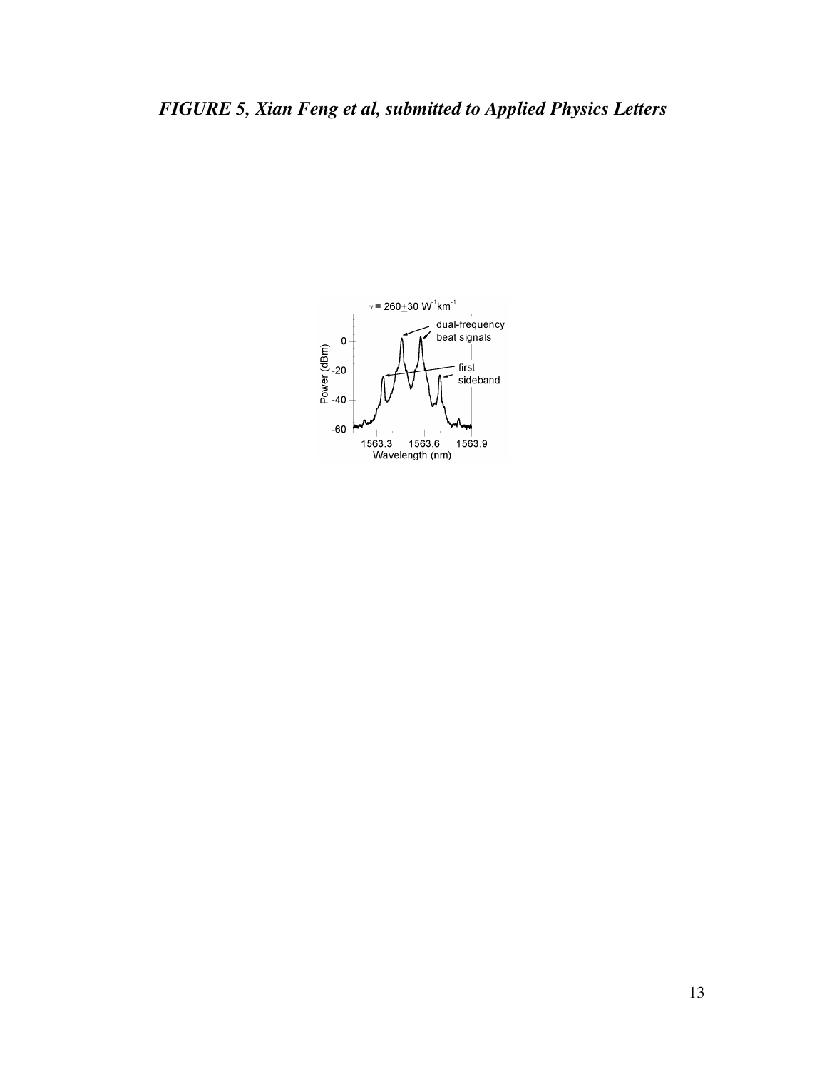*FIGURE 5, Xian Feng et al, submitted to Applied Physics Letters*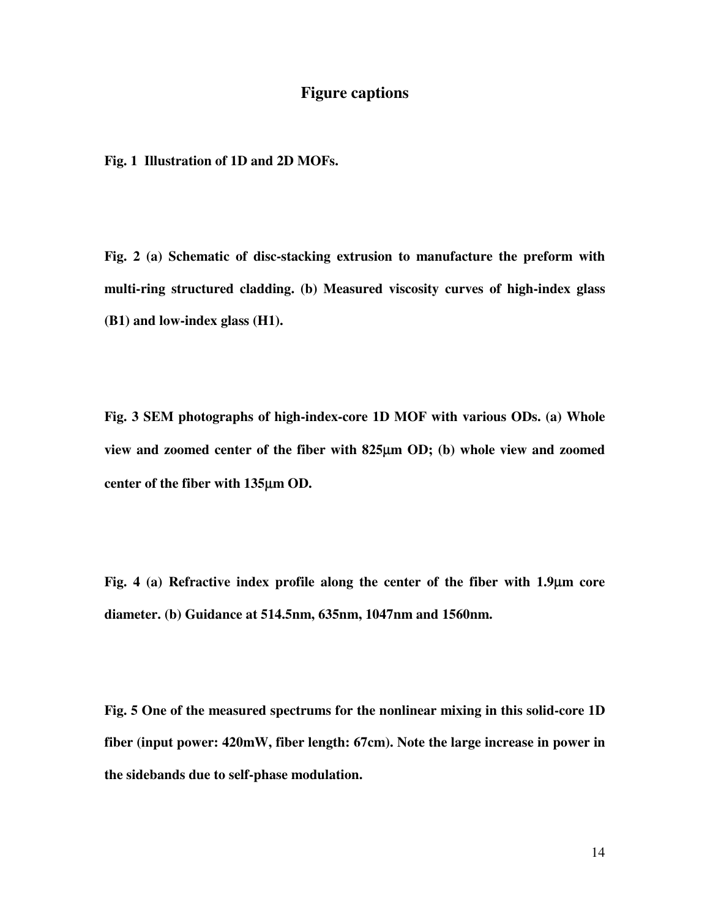## Figure captions

**Fig. 1 Illustration of 1D and 2D MOFs.**

**Fig. 2 (a) Schematic of disc-stacking extrusion to manufacture the preform with multi-ring structured cladding. (b) Measured viscosity curves of high-index glass (B1) and low-index glass (H1).**

**Fig. 3 SEM photographs of high-index-core 1D MOF with various ODs. (a) Whole view and zoomed center of the fiber with 825μm OD; (b) whole view and zoomed center of the fiber with 135μm OD.**

**Fig. 4 (a) Refractive index profile along the center of the fiber with 1.9μm core diameter. (b) Guidance at 514.5nm, 635nm, 1047nm and 1560nm.**

**Fig. 5 One of the measured spectrums for the nonlinear mixing in this solid-core 1D fiber (input power: 420mW, fiber length: 67cm). Note the large increase in power in the sidebands due to self-phase modulation.**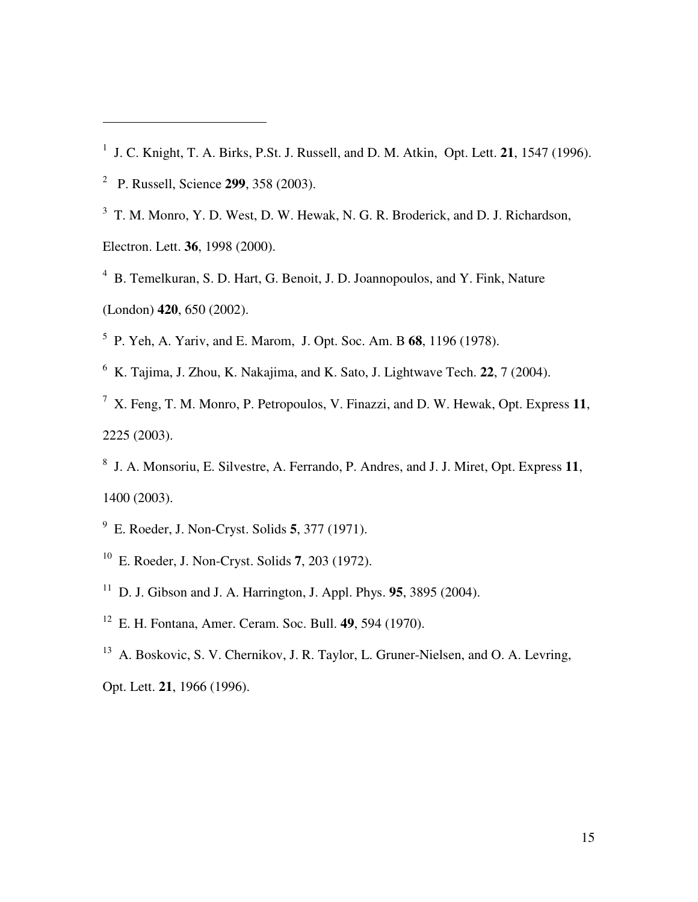[1] J. C. Knight, T. A. Birks, P.St. J. Russell, and D. M. Atkin, Opt. Lett. **21**, 1547 (1996).

[2] P. Russell, Science **299**, 358 (2003).

[3] T. M. Monro, Y. D. West, D. W. Hewak, N. G. R. Broderick, and D. J. Richardson, Electron. Lett. **36**, 1998 (2000).

[4] B. Temelkuran, S. D. Hart, G. Benoit, J. D. Joannopoulos, and Y. Fink, Nature (London) **420**, 650 (2002).

[5] P. Yeh, A. Yariv, and E. Marom, J. Opt. Soc. Am. B **68**, 1196 (1978).

[6] K. Tajima, J. Zhou, K. Nakajima, and K. Sato, J. Lightwave Tech. **22**, 7 (2004).

[7] X. Feng, T. M. Monro, P. Petropoulos, V. Finazzi, and D. W. Hewak, Opt. Express **11**, 2225 (2003).

[8] J. A. Monsoriu, E. Silvestre, A. Ferrando, P. Andres, and J. J. Miret, Opt. Express **11**, 1400 (2003).

[9] E. Roeder, J. Non-Cryst. Solids **5**, 377 (1971).

[10] E. Roeder, J. Non-Cryst. Solids **7**, 203 (1972).

[11] D. J. Gibson and J. A. Harrington, J. Appl. Phys. **95**, 3895 (2004).

[12] E. H. Fontana, Amer. Ceram. Soc. Bull. **49**, 594 (1970).

[13] A. Boskovic, S. V. Chernikov, J. R. Taylor, L. Gruner-Nielsen, and O. A. Levring, Opt. Lett. **21**, 1966 (1996).